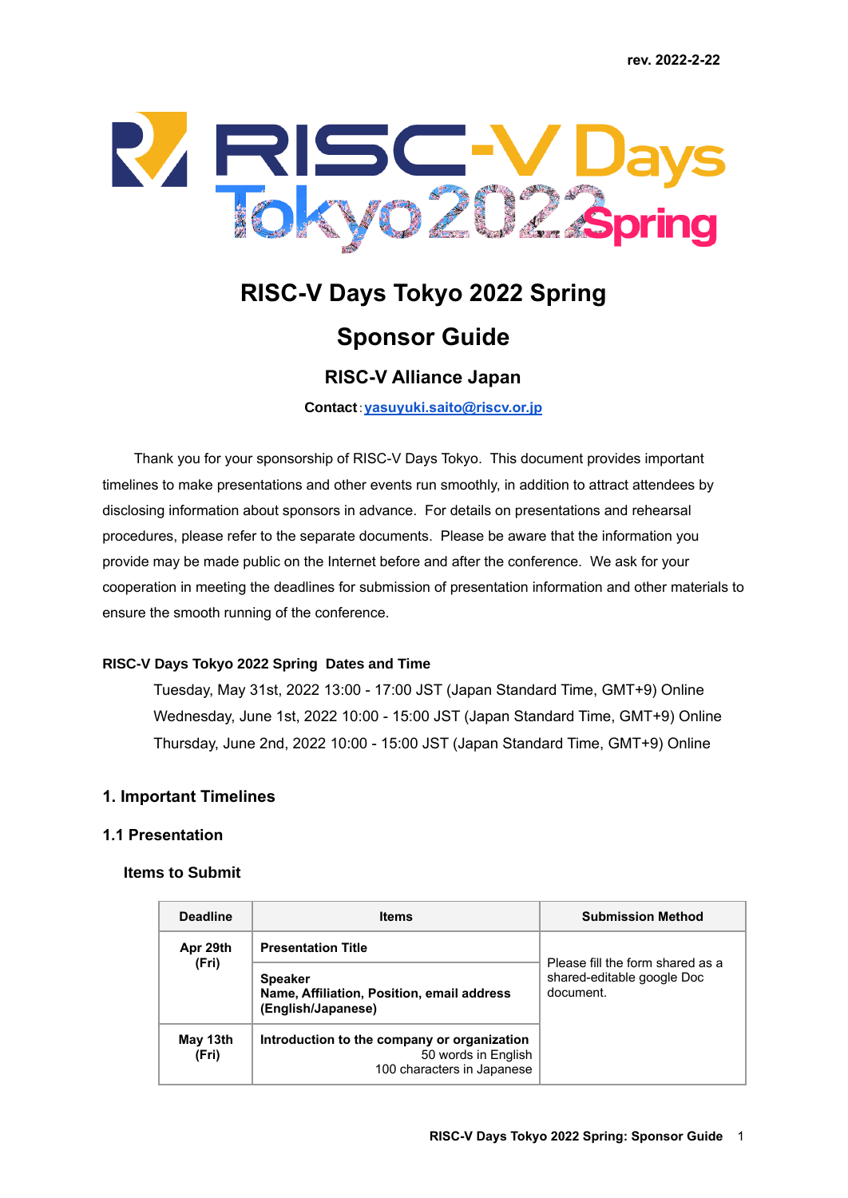rev. 2022-2-22

# RISC-V Days Tokyo 2022 Spring

# Sponsor Guide

## RISC-V Alliance Japan

**Contact**：yasuyuki.saito@riscv.or.jp

Thank you for your sponsorship of RISC-V Days Tokyo. This document provides important timelines to make presentations and other events run smoothly, in addition to attract attendees by disclosing information about sponsors in advance. For details on presentations and rehearsal procedures, please refer to the separate documents. Please be aware that the information you provide may be made public on the Internet before and after the conference. We ask for your cooperation in meeting the deadlines for submission of presentation information and other materials to ensure the smooth running of the conference.

**RISC-V Days Tokyo 2022 Spring Dates and Time**

Tuesday, May 31st, 2022 13:00 - 17:00 JST (Japan Standard Time, GMT+9) Online
Wednesday, June 1st, 2022 10:00 - 15:00 JST (Japan Standard Time, GMT+9) Online
Thursday, June 2nd, 2022 10:00 - 15:00 JST (Japan Standard Time, GMT+9) Online

## 1. Important Timelines

### 1.1 Presentation

#### Items to Submit

| Deadline | Items | Submission Method |
|---|---|---|
| Apr 29th (Fri) | **Presentation Title** | Please fill the form shared as a shared-editable google Doc document. |
| | **Speaker** **Name, Affiliation, Position, email address (English/Japanese)** | |
| May 13th (Fri) | **Introduction to the company or organization** 50 words in English 100 characters in Japanese | |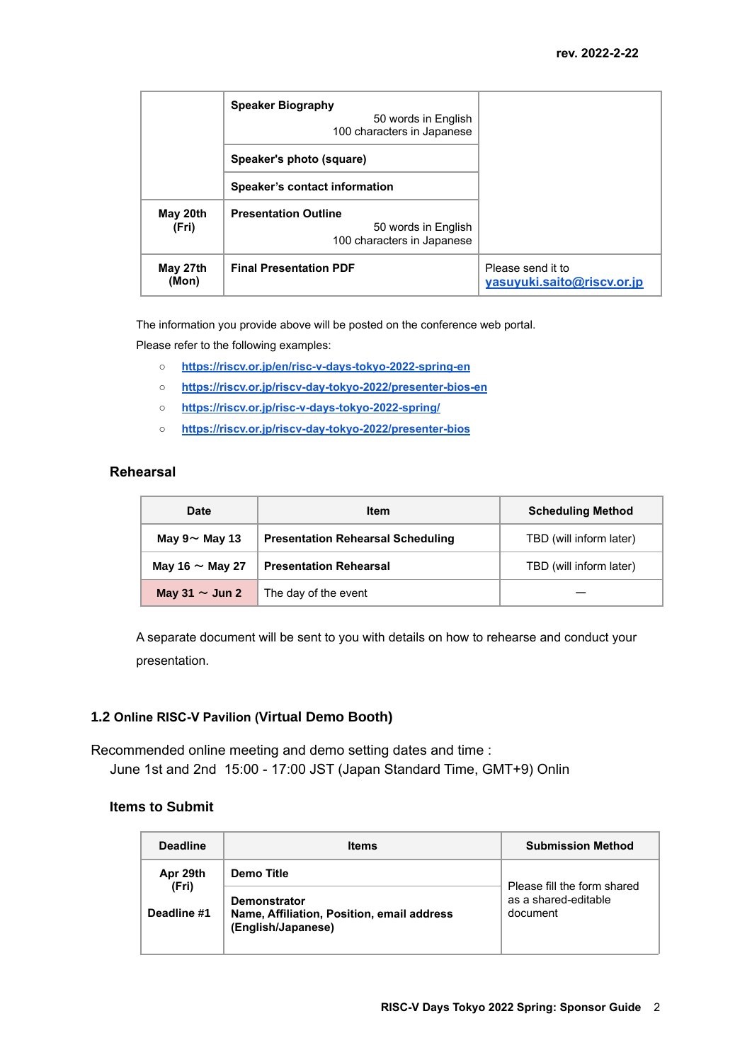| | | |
|---|---|---|
| | **Speaker Biography** 50 words in English 100 characters in Japanese | |
| | **Speaker's photo (square)** | |
| | **Speaker's contact information** | |
| **May 20th (Fri)** | **Presentation Outline** 50 words in English 100 characters in Japanese | |
| **May 27th (Mon)** | **Final Presentation PDF** | Please send it to **yasuyuki.saito@riscv.or.jp** |

The information you provide above will be posted on the conference web portal.

Please refer to the following examples:

- **https://riscv.or.jp/en/risc-v-days-tokyo-2022-spring-en**
- **https://riscv.or.jp/riscv-day-tokyo-2022/presenter-bios-en**
- **https://riscv.or.jp/risc-v-days-tokyo-2022-spring/**
- **https://riscv.or.jp/riscv-day-tokyo-2022/presenter-bios**

### Rehearsal

| Date | Item | Scheduling Method |
|---|---|---|
| **May 9～ May 13** | **Presentation Rehearsal Scheduling** | TBD (will inform later) |
| **May 16 ～ May 27** | **Presentation Rehearsal** | TBD (will inform later) |
| **May 31 ～ Jun 2** | The day of the event | — |

A separate document will be sent to you with details on how to rehearse and conduct your presentation.

## 1.2 Online RISC-V Pavilion (Virtual Demo Booth)

Recommended online meeting and demo setting dates and time :

June 1st and 2nd 15:00 - 17:00 JST (Japan Standard Time, GMT+9) Onlin

### Items to Submit

| Deadline | Items | Submission Method |
|---|---|---|
| **Apr 29th (Fri)** **Deadline #1** | **Demo Title** | Please fill the form shared as a shared-editable document |
| | **Demonstrator** **Name, Affiliation, Position, email address (English/Japanese)** | |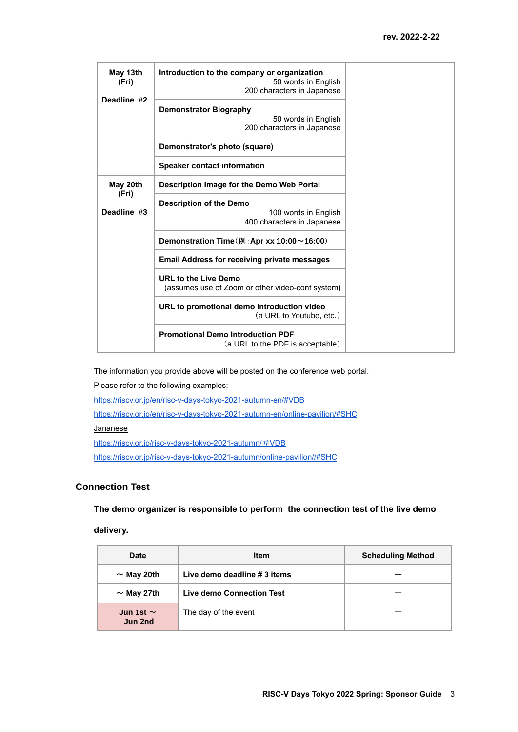| May 13th (Fri)<br><br>Deadline #2 | **Introduction to the company or organization**<br>50 words in English<br>200 characters in Japanese | |
|---|---|---|
| | **Demonstrator Biography**<br>50 words in English<br>200 characters in Japanese | |
| | **Demonstrator's photo (square)** | |
| | **Speaker contact information** | |
| May 20th (Fri)<br><br>Deadline #3 | **Description Image for the Demo Web Portal** | |
| | **Description of the Demo**<br>100 words in English<br>400 characters in Japanese | |
| | **Demonstration Time（例：Apr xx 10:00～16:00）** | |
| | **Email Address for receiving private messages** | |
| | **URL to the Live Demo**<br>(assumes use of Zoom or other video-conf system**)** | |
| | **URL to promotional demo introduction video**<br>（a URL to Youtube, etc.） | |
| | **Promotional Demo Introduction PDF**<br>（a URL to the PDF is acceptable） | |

The information you provide above will be posted on the conference web portal.

Please refer to the following examples:

https://riscv.or.jp/en/risc-v-days-tokyo-2021-autumn-en/#VDB

https://riscv.or.jp/en/risc-v-days-tokyo-2021-autumn-en/online-pavilion/#SHC

Jananese

https://riscv.or.jp/risc-v-days-tokyo-2021-autumn/＃VDB

https://riscv.or.jp/risc-v-days-tokyo-2021-autumn/online-pavilion//#SHC

## Connection Test

**The demo organizer is responsible to perform the connection test of the live demo delivery.**

| Date | Item | Scheduling Method |
|---|---|---|
| **～ May 20th** | **Live demo deadline # 3 items** | — |
| **～ May 27th** | **Live demo Connection Test** | — |
| **Jun 1st ～ Jun 2nd** | The day of the event | — |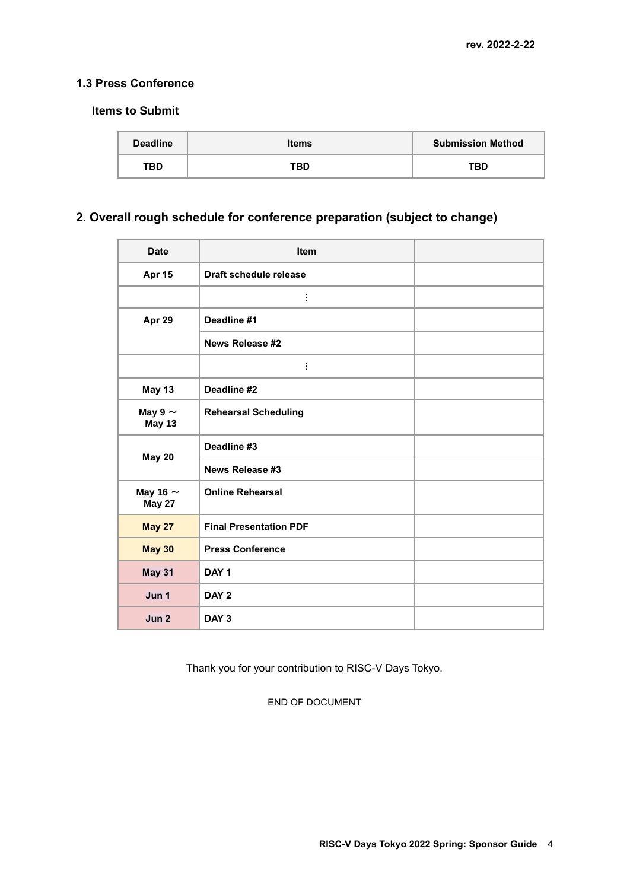rev. 2022-2-22

### 1.3 Press Conference

#### Items to Submit

| Deadline | Items | Submission Method |
| --- | --- | --- |
| TBD | TBD | TBD |

## 2. Overall rough schedule for conference preparation (subject to change)

| Date | Item | |
| --- | --- | --- |
| Apr 15 | Draft schedule release | |
| | ⋮ | |
| Apr 29 | Deadline #1 | |
| | News Release #2 | |
| | ⋮ | |
| May 13 | Deadline #2 | |
| May 9 ～ May 13 | Rehearsal Scheduling | |
| May 20 | Deadline #3 | |
| | News Release #3 | |
| May 16 ～ May 27 | Online Rehearsal | |
| May 27 | Final Presentation PDF | |
| May 30 | Press Conference | |
| May 31 | DAY 1 | |
| Jun 1 | DAY 2 | |
| Jun 2 | DAY 3 | |

Thank you for your contribution to RISC-V Days Tokyo.

END OF DOCUMENT